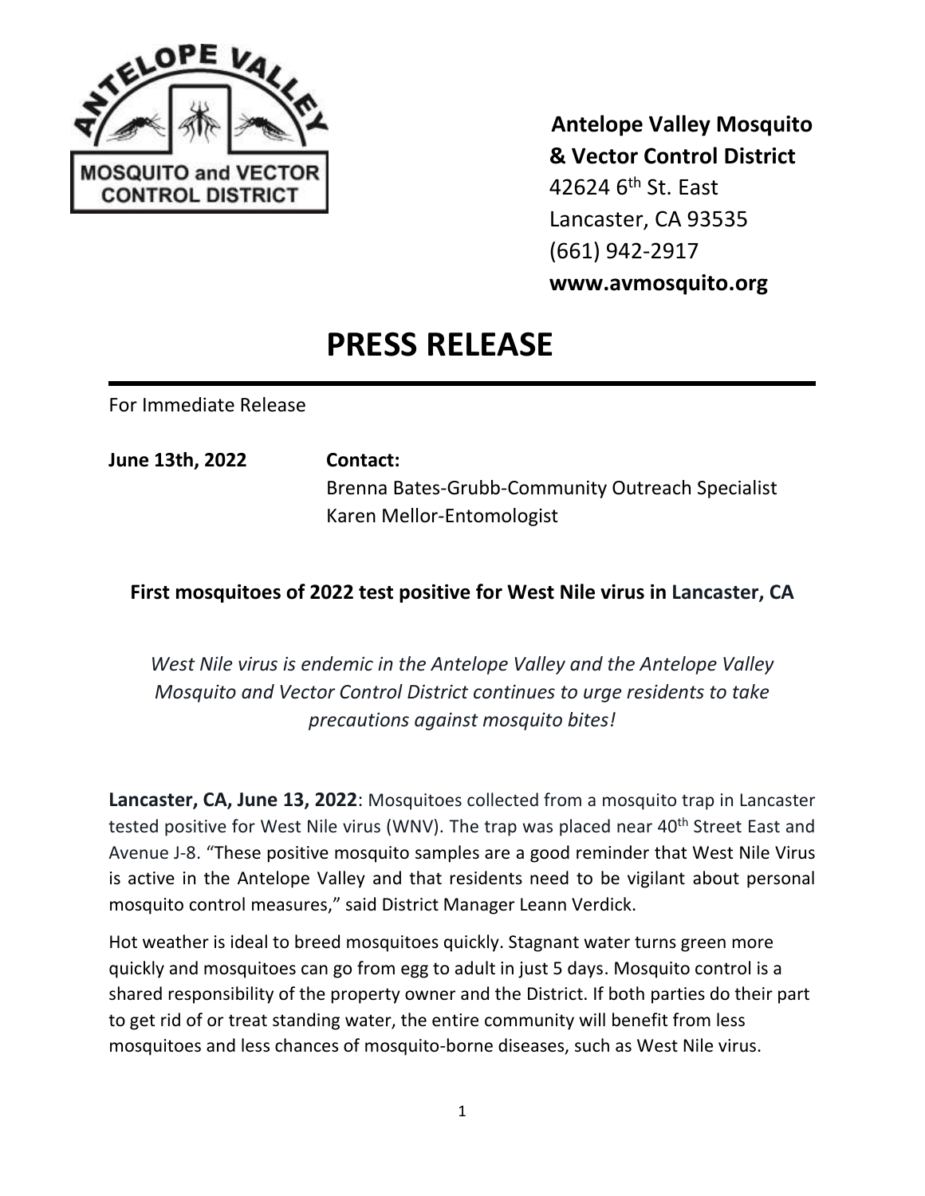**Antelope Valley Mosquito & Vector Control District**
42624 6th St. East
Lancaster, CA 93535
(661) 942-2917
**www.avmosquito.org**

# PRESS RELEASE

For Immediate Release

**June 13th, 2022**

**Contact:**
Brenna Bates-Grubb-Community Outreach Specialist
Karen Mellor-Entomologist

### First mosquitoes of 2022 test positive for West Nile virus in Lancaster, CA

*West Nile virus is endemic in the Antelope Valley and the Antelope Valley Mosquito and Vector Control District continues to urge residents to take precautions against mosquito bites!*

**Lancaster, CA, June 13, 2022**: Mosquitoes collected from a mosquito trap in Lancaster tested positive for West Nile virus (WNV). The trap was placed near 40th Street East and Avenue J-8. "These positive mosquito samples are a good reminder that West Nile Virus is active in the Antelope Valley and that residents need to be vigilant about personal mosquito control measures," said District Manager Leann Verdick.

Hot weather is ideal to breed mosquitoes quickly. Stagnant water turns green more quickly and mosquitoes can go from egg to adult in just 5 days. Mosquito control is a shared responsibility of the property owner and the District. If both parties do their part to get rid of or treat standing water, the entire community will benefit from less mosquitoes and less chances of mosquito-borne diseases, such as West Nile virus.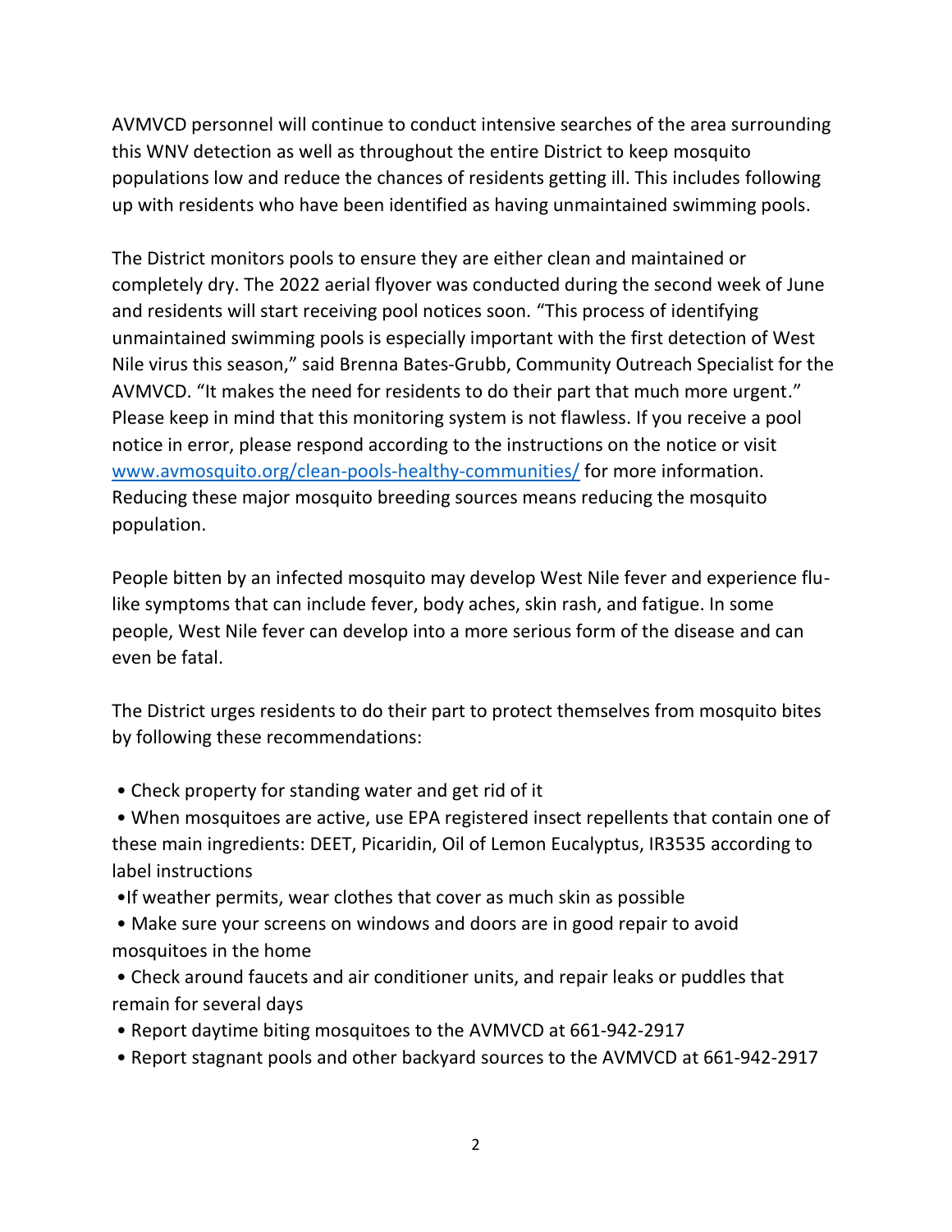AVMVCD personnel will continue to conduct intensive searches of the area surrounding this WNV detection as well as throughout the entire District to keep mosquito populations low and reduce the chances of residents getting ill. This includes following up with residents who have been identified as having unmaintained swimming pools.

The District monitors pools to ensure they are either clean and maintained or completely dry. The 2022 aerial flyover was conducted during the second week of June and residents will start receiving pool notices soon. “This process of identifying unmaintained swimming pools is especially important with the first detection of West Nile virus this season,” said Brenna Bates-Grubb, Community Outreach Specialist for the AVMVCD. “It makes the need for residents to do their part that much more urgent.” Please keep in mind that this monitoring system is not flawless. If you receive a pool notice in error, please respond according to the instructions on the notice or visit [www.avmosquito.org/clean-pools-healthy-communities/](www.avmosquito.org/clean-pools-healthy-communities/) for more information. Reducing these major mosquito breeding sources means reducing the mosquito population.

People bitten by an infected mosquito may develop West Nile fever and experience flu-like symptoms that can include fever, body aches, skin rash, and fatigue. In some people, West Nile fever can develop into a more serious form of the disease and can even be fatal.

The District urges residents to do their part to protect themselves from mosquito bites by following these recommendations:

- Check property for standing water and get rid of it
- When mosquitoes are active, use EPA registered insect repellents that contain one of these main ingredients: DEET, Picaridin, Oil of Lemon Eucalyptus, IR3535 according to label instructions
- If weather permits, wear clothes that cover as much skin as possible
- Make sure your screens on windows and doors are in good repair to avoid mosquitoes in the home
- Check around faucets and air conditioner units, and repair leaks or puddles that remain for several days
- Report daytime biting mosquitoes to the AVMVCD at 661-942-2917
- Report stagnant pools and other backyard sources to the AVMVCD at 661-942-2917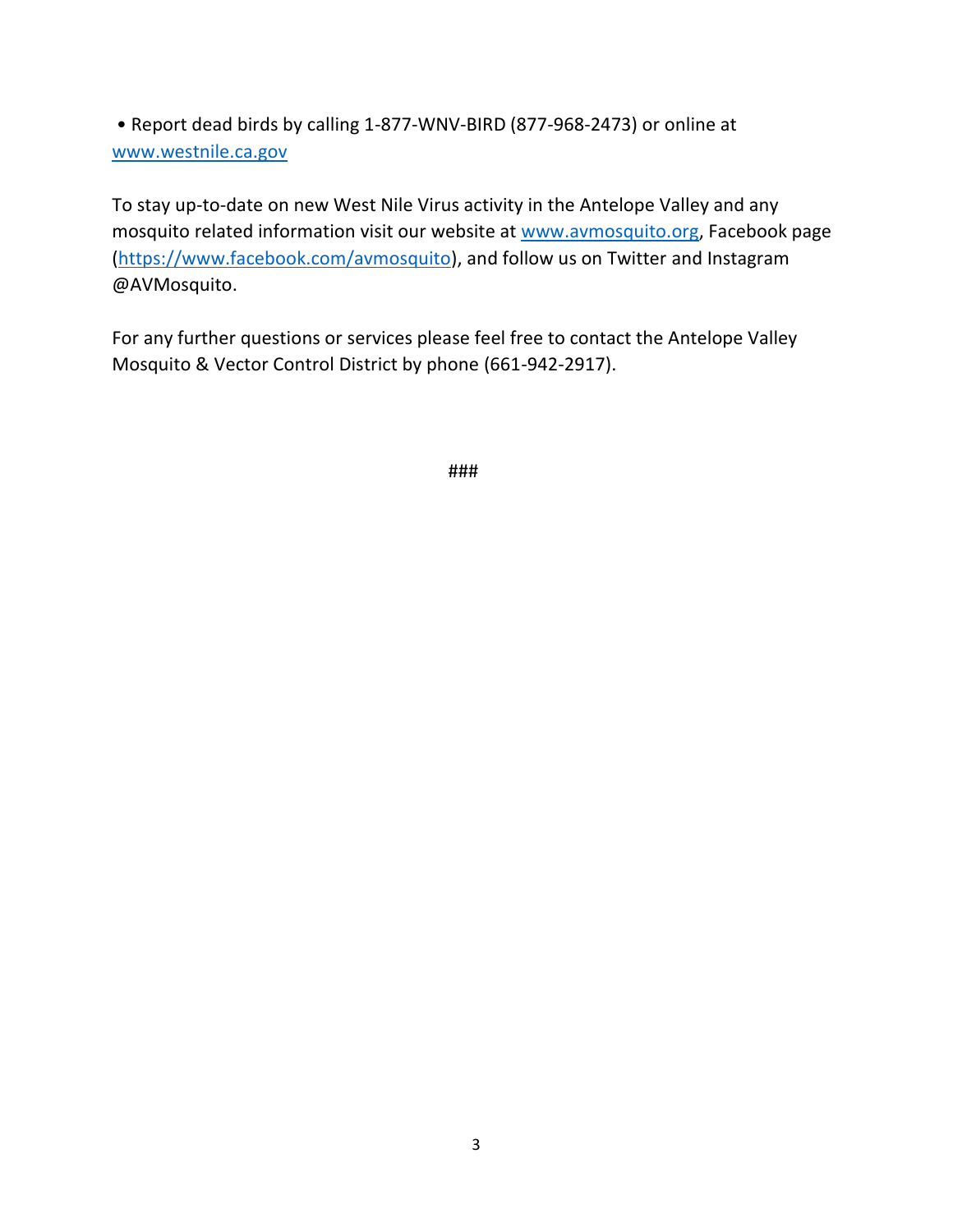- Report dead birds by calling 1-877-WNV-BIRD (877-968-2473) or online at www.westnile.ca.gov

To stay up-to-date on new West Nile Virus activity in the Antelope Valley and any mosquito related information visit our website at www.avmosquito.org, Facebook page (https://www.facebook.com/avmosquito), and follow us on Twitter and Instagram @AVMosquito.

For any further questions or services please feel free to contact the Antelope Valley Mosquito & Vector Control District by phone (661-942-2917).

###